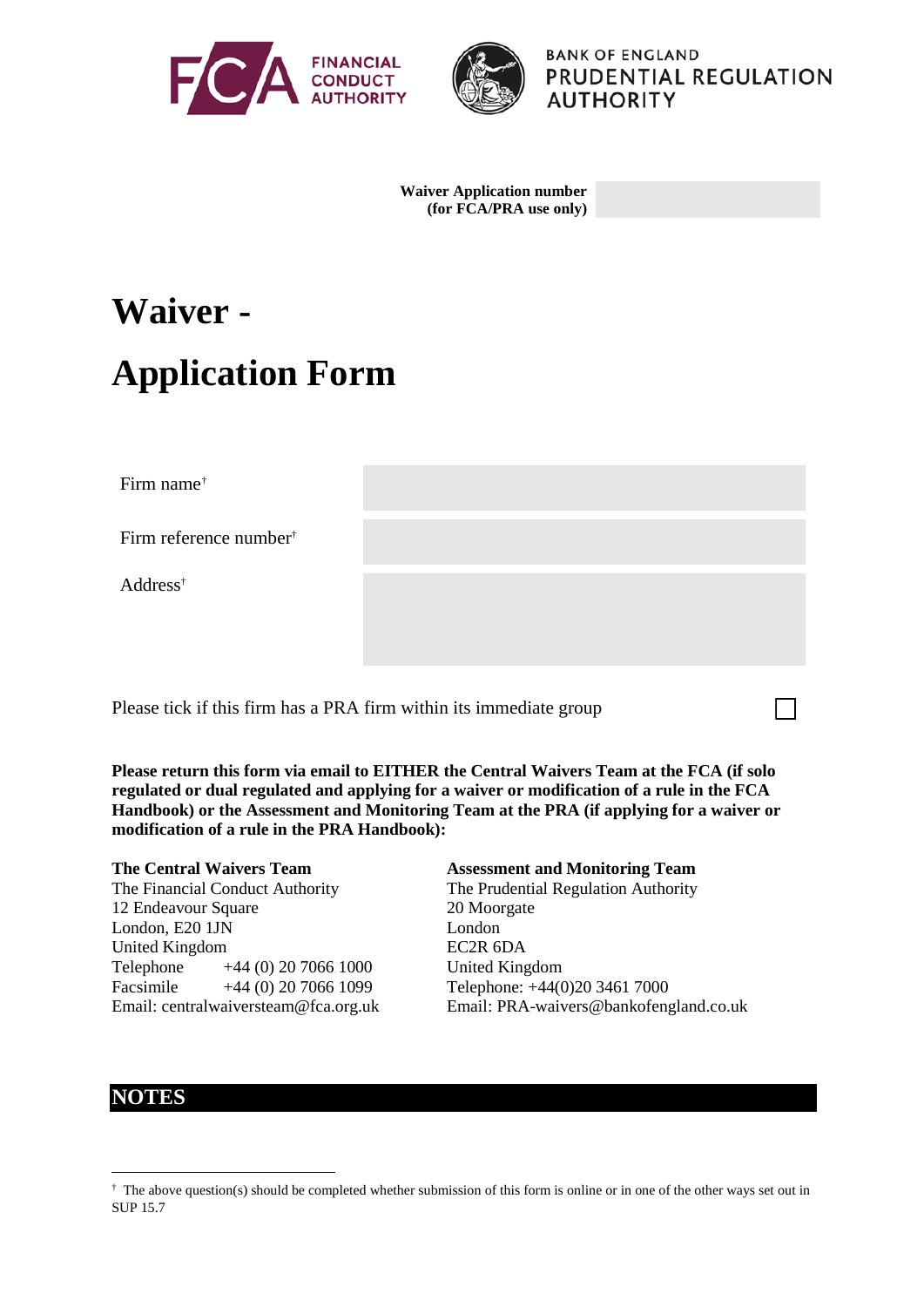FINANCIAL CONDUCT AUTHORITY

BANK OF ENGLAND PRUDENTIAL REGULATION AUTHORITY

| **Waiver Application number (for FCA/PRA use only)** | |
|---|---|

# Waiver - Application Form

| Firm name[†] | |
|---|---|
| Firm reference number[†] | |
| Address[†] | |

Please tick if this firm has a PRA firm within its immediate group ☐

**Please return this form via email to EITHER the Central Waivers Team at the FCA (if solo regulated or dual regulated and applying for a waiver or modification of a rule in the FCA Handbook) or the Assessment and Monitoring Team at the PRA (if applying for a waiver or modification of a rule in the PRA Handbook):**

**The Central Waivers Team**
The Financial Conduct Authority
12 Endeavour Square
London, E20 1JN
United Kingdom
Telephone +44 (0) 20 7066 1000
Facsimile +44 (0) 20 7066 1099
Email: centralwaiversteam@fca.org.uk

**Assessment and Monitoring Team**
The Prudential Regulation Authority
20 Moorgate
London
EC2R 6DA
United Kingdom
Telephone: +44(0)20 3461 7000
Email: PRA-waivers@bankofengland.co.uk

## NOTES

[†] The above question(s) should be completed whether submission of this form is online or in one of the other ways set out in SUP 15.7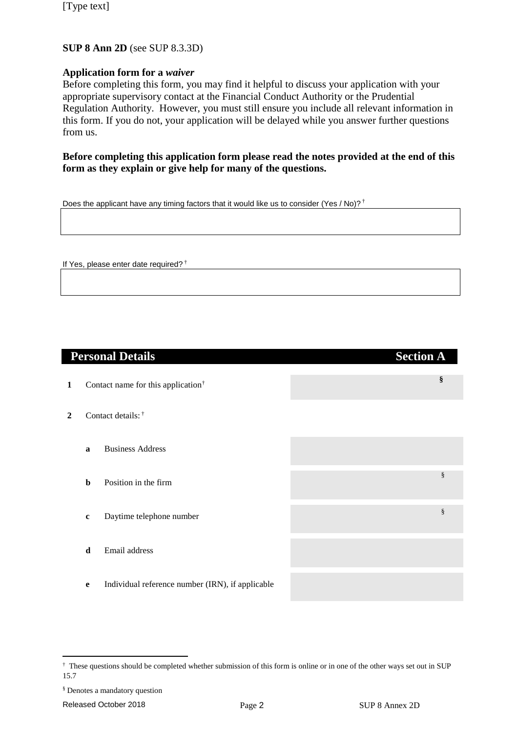**SUP 8 Ann 2D** (see SUP 8.3.3D)

**Application form for a *waiver***

Before completing this form, you may find it helpful to discuss your application with your appropriate supervisory contact at the Financial Conduct Authority or the Prudential Regulation Authority. However, you must still ensure you include all relevant information in this form. If you do not, your application will be delayed while you answer further questions from us.

**Before completing this application form please read the notes provided at the end of this form as they explain or give help for many of the questions.**

Does the applicant have any timing factors that it would like us to consider (Yes / No)? †

| |
|---|
| |

If Yes, please enter date required? †

| |
|---|
| |

## Personal Details — Section A

| | | | |
|---|---|---|---|
| **1** | Contact name for this application† | | § |
| **2** | Contact details: † | | |
| | **a** | Business Address | |
| | **b** | Position in the firm | § |
| | **c** | Daytime telephone number | § |
| | **d** | Email address | |
| | **e** | Individual reference number (IRN), if applicable | |

† These questions should be completed whether submission of this form is online or in one of the other ways set out in SUP 15.7

§ Denotes a mandatory question

Released October 2018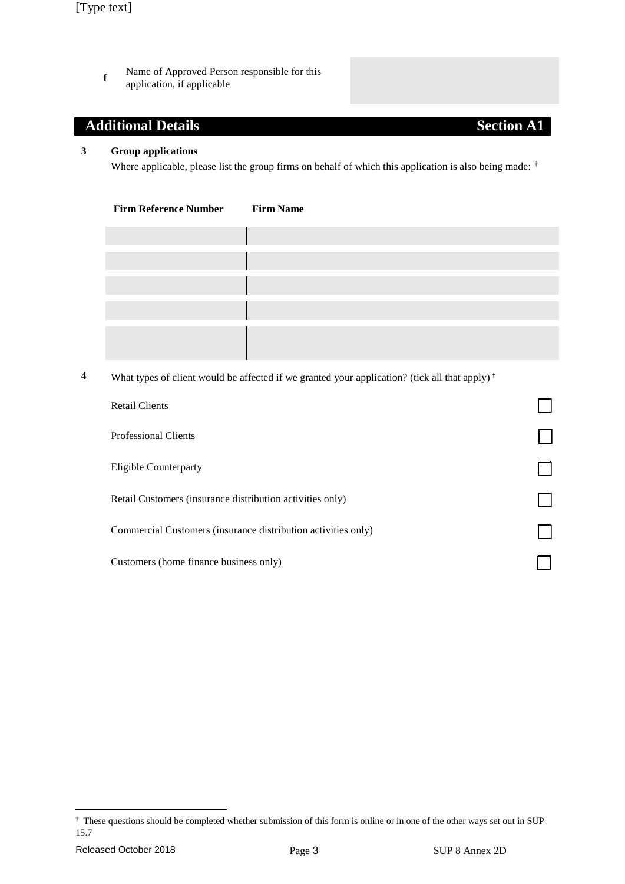| | | |
|---|---|---|
| **f** | Name of Approved Person responsible for this application, if applicable | |

## Additional Details — Section A1

**3** **Group applications**

Where applicable, please list the group firms on behalf of which this application is also being made: [†]

| Firm Reference Number | Firm Name |
|---|---|
| | |
| | |
| | |
| | |
| | |

**4** What types of client would be affected if we granted your application? (tick all that apply) [†]

- Retail Clients ☐
- Professional Clients ☐
- Eligible Counterparty ☐
- Retail Customers (insurance distribution activities only) ☐
- Commercial Customers (insurance distribution activities only) ☐
- Customers (home finance business only) ☐

[†] These questions should be completed whether submission of this form is online or in one of the other ways set out in SUP 15.7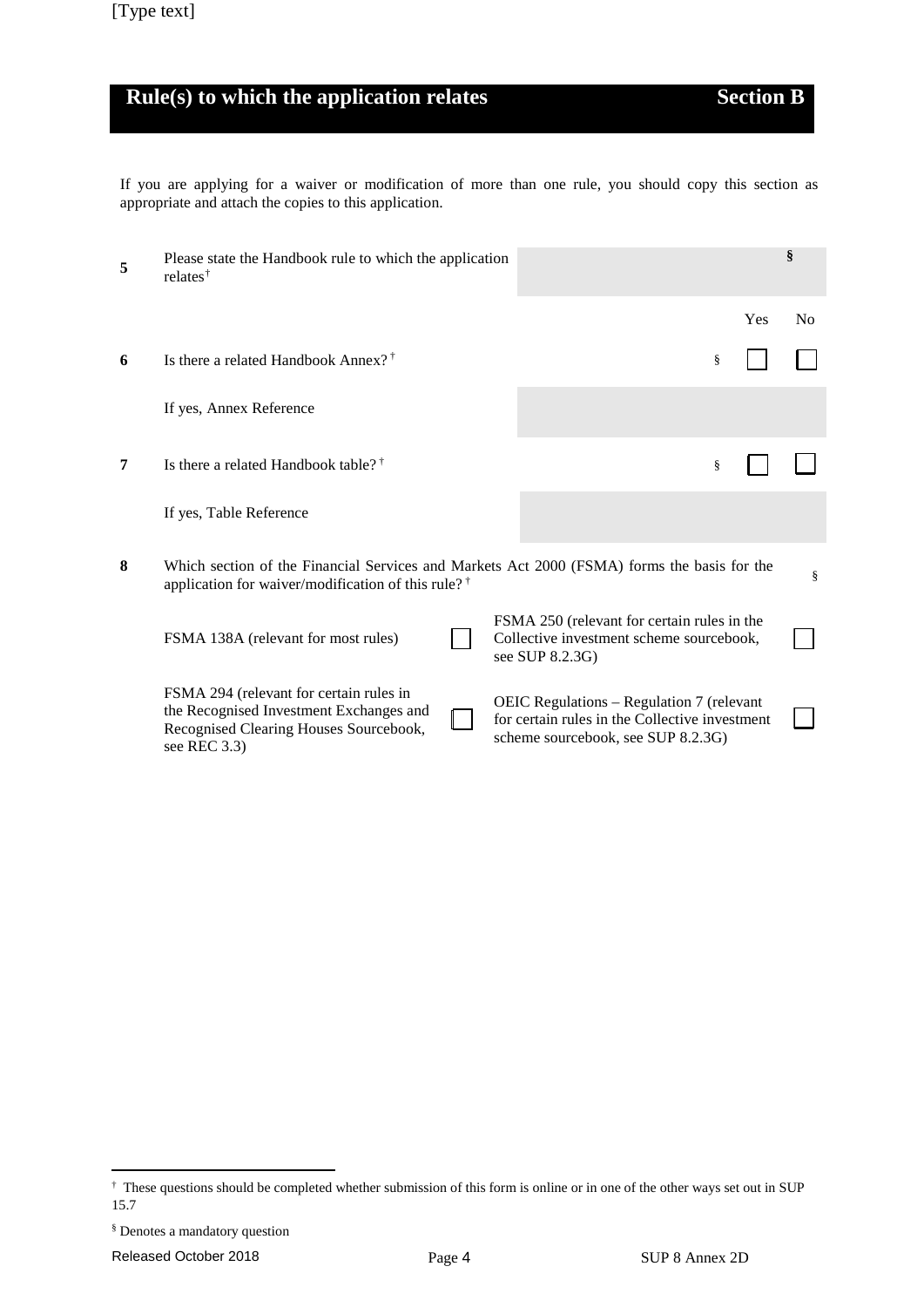## Rule(s) to which the application relates — Section B

If you are applying for a waiver or modification of more than one rule, you should copy this section as appropriate and attach the copies to this application.

| | | | Yes | No |
|---|---|---|---|---|
| **5** | Please state the Handbook rule to which the application relates[†] | § | | |
| **6** | Is there a related Handbook Annex?[†] | § | ☐ | ☐ |
| | If yes, Annex Reference | | | |
| **7** | Is there a related Handbook table?[†] | § | ☐ | ☐ |
| | If yes, Table Reference | | | |

**8** Which section of the Financial Services and Markets Act 2000 (FSMA) forms the basis for the application for waiver/modification of this rule?[†] §

| | | | |
|---|---|---|---|
| FSMA 138A (relevant for most rules) | ☐ | FSMA 250 (relevant for certain rules in the Collective investment scheme sourcebook, see SUP 8.2.3G) | ☐ |
| FSMA 294 (relevant for certain rules in the Recognised Investment Exchanges and Recognised Clearing Houses Sourcebook, see REC 3.3) | ☐ | OEIC Regulations – Regulation 7 (relevant for certain rules in the Collective investment scheme sourcebook, see SUP 8.2.3G) | ☐ |

---

[†] These questions should be completed whether submission of this form is online or in one of the other ways set out in SUP 15.7

[§] Denotes a mandatory question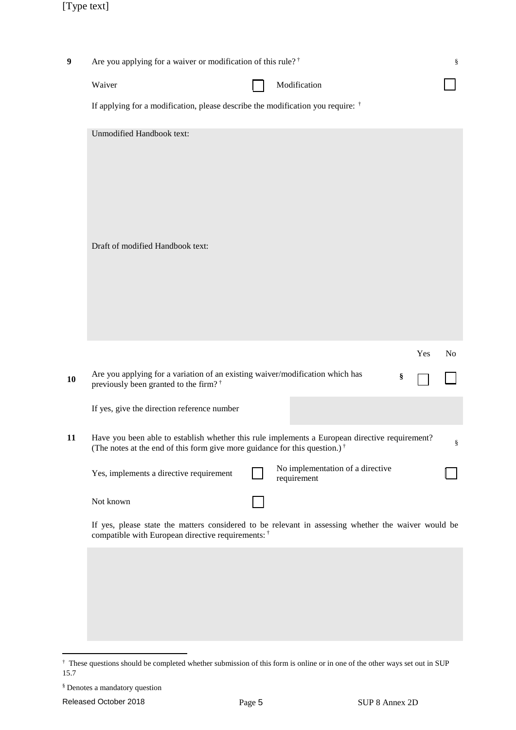**9** Are you applying for a waiver or modification of this rule? † §

| Waiver | ☐ | Modification | ☐ |
|---|---|---|---|

If applying for a modification, please describe the modification you require: †

Unmodified Handbook text:

Draft of modified Handbook text:

| | | Yes | No |
|---|---|---|---|
| **10** | Are you applying for a variation of an existing waiver/modification which has previously been granted to the firm? † § | ☐ | ☐ |

If yes, give the direction reference number

**11** Have you been able to establish whether this rule implements a European directive requirement? (The notes at the end of this form give more guidance for this question.) † §

| Yes, implements a directive requirement | ☐ | No implementation of a directive requirement | ☐ |
|---|---|---|---|
| Not known | ☐ | | |

If yes, please state the matters considered to be relevant in assessing whether the waiver would be compatible with European directive requirements: †

---

† These questions should be completed whether submission of this form is online or in one of the other ways set out in SUP 15.7

§ Denotes a mandatory question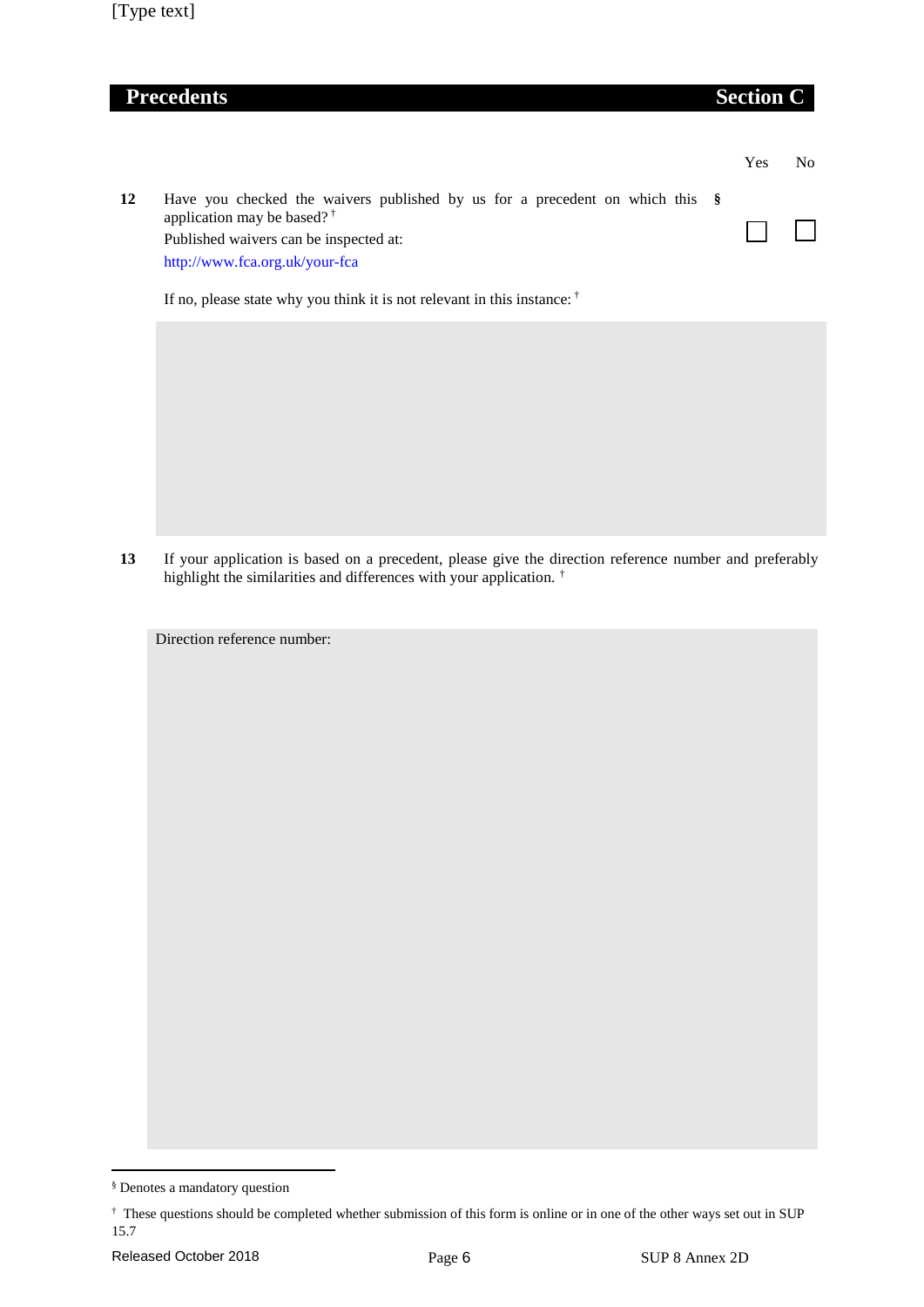## Precedents — Section C

| | | | Yes | No |
|---|---|---|---|---|
| **12** | Have you checked the waivers published by us for a precedent on which this application may be based? [†] Published waivers can be inspected at: http://www.fca.org.uk/your-fca | § | ☐ | ☐ |

If no, please state why you think it is not relevant in this instance: [†]

**13** If your application is based on a precedent, please give the direction reference number and preferably highlight the similarities and differences with your application. [†]

Direction reference number:

---

§ Denotes a mandatory question

† These questions should be completed whether submission of this form is online or in one of the other ways set out in SUP 15.7

Released October 2018 — SUP 8 Annex 2D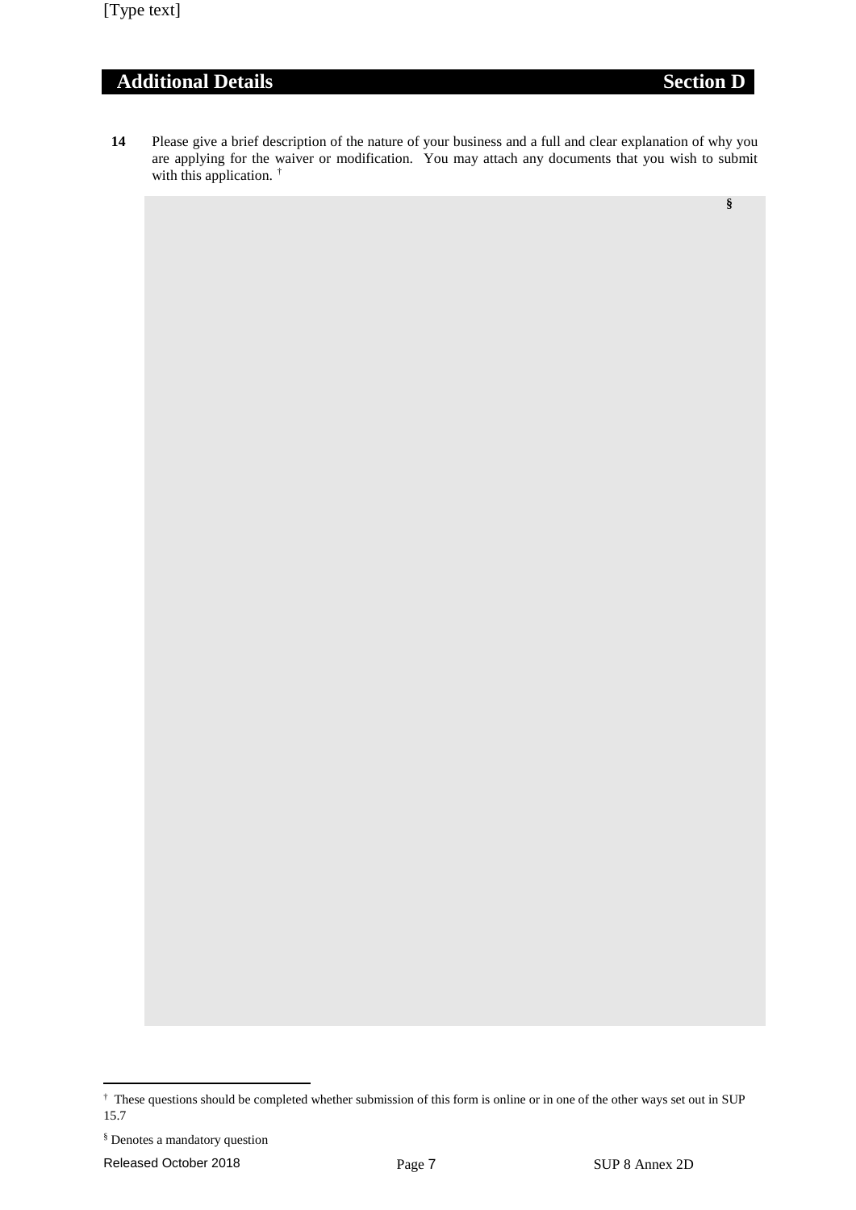## Additional Details — Section D

**14** Please give a brief description of the nature of your business and a full and clear explanation of why you are applying for the waiver or modification. You may attach any documents that you wish to submit with this application. †

§

---

† These questions should be completed whether submission of this form is online or in one of the other ways set out in SUP 15.7

§ Denotes a mandatory question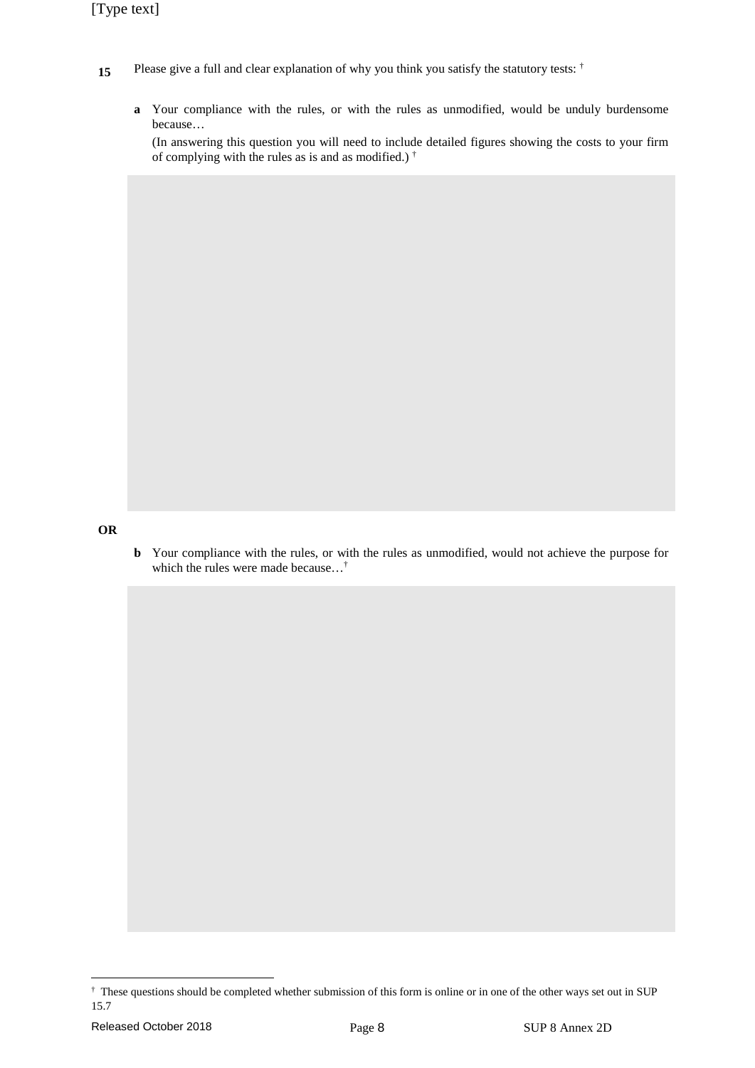**15** Please give a full and clear explanation of why you think you satisfy the statutory tests: †

**a** Your compliance with the rules, or with the rules as unmodified, would be unduly burdensome because…

(In answering this question you will need to include detailed figures showing the costs to your firm of complying with the rules as is and as modified.) †

**OR**

**b** Your compliance with the rules, or with the rules as unmodified, would not achieve the purpose for which the rules were made because…†

† These questions should be completed whether submission of this form is online or in one of the other ways set out in SUP 15.7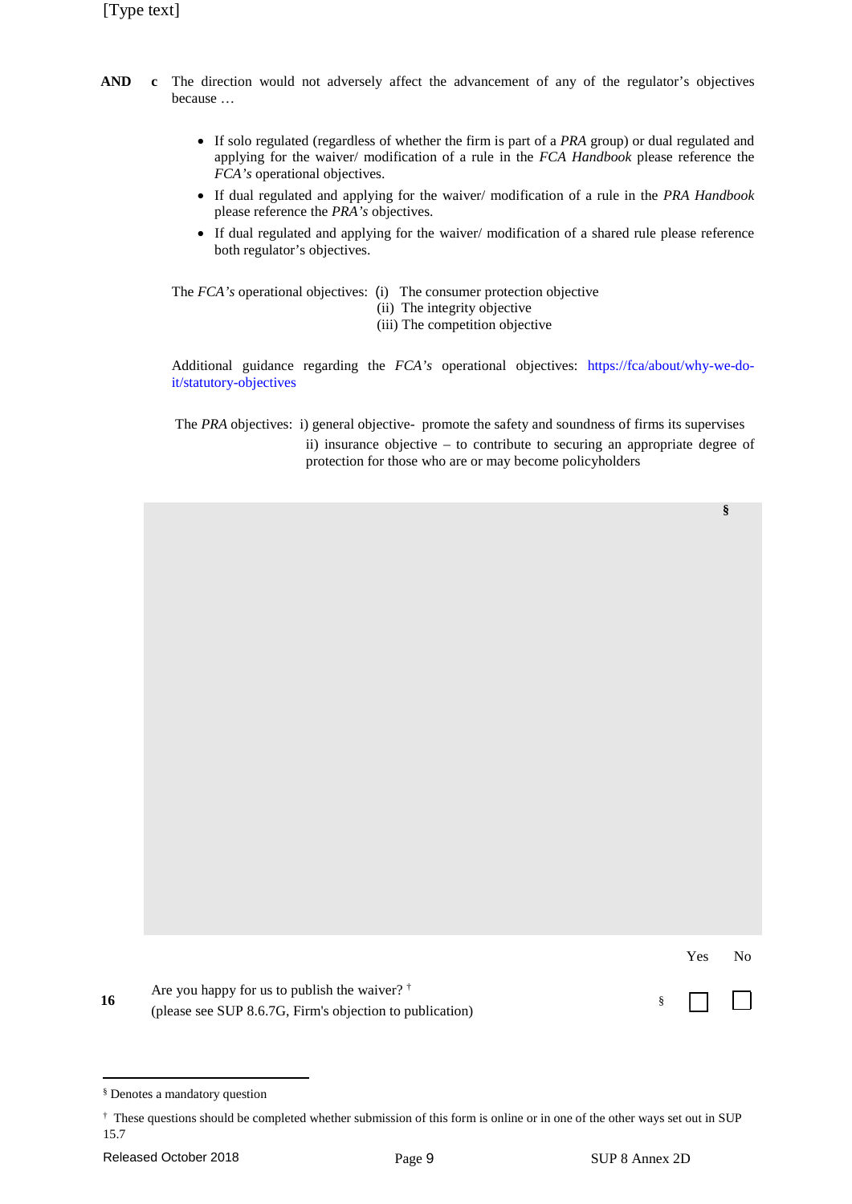**AND** **c** The direction would not adversely affect the advancement of any of the regulator's objectives because …

- If solo regulated (regardless of whether the firm is part of a *PRA* group) or dual regulated and applying for the waiver/ modification of a rule in the *FCA Handbook* please reference the *FCA's* operational objectives.
- If dual regulated and applying for the waiver/ modification of a rule in the *PRA Handbook* please reference the *PRA's* objectives.
- If dual regulated and applying for the waiver/ modification of a shared rule please reference both regulator's objectives.

The *FCA's* operational objectives:
(i) The consumer protection objective
(ii) The integrity objective
(iii) The competition objective

Additional guidance regarding the *FCA's* operational objectives: https://fca/about/why-we-do-it/statutory-objectives

The *PRA* objectives:
i) general objective- promote the safety and soundness of firms its supervises
ii) insurance objective – to contribute to securing an appropriate degree of protection for those who are or may become policyholders

§

| | | | Yes | No |
|---|---|---|---|---|
| **16** | Are you happy for us to publish the waiver? † (please see SUP 8.6.7G, Firm's objection to publication) | § | ☐ | ☐ |

§ Denotes a mandatory question

† These questions should be completed whether submission of this form is online or in one of the other ways set out in SUP 15.7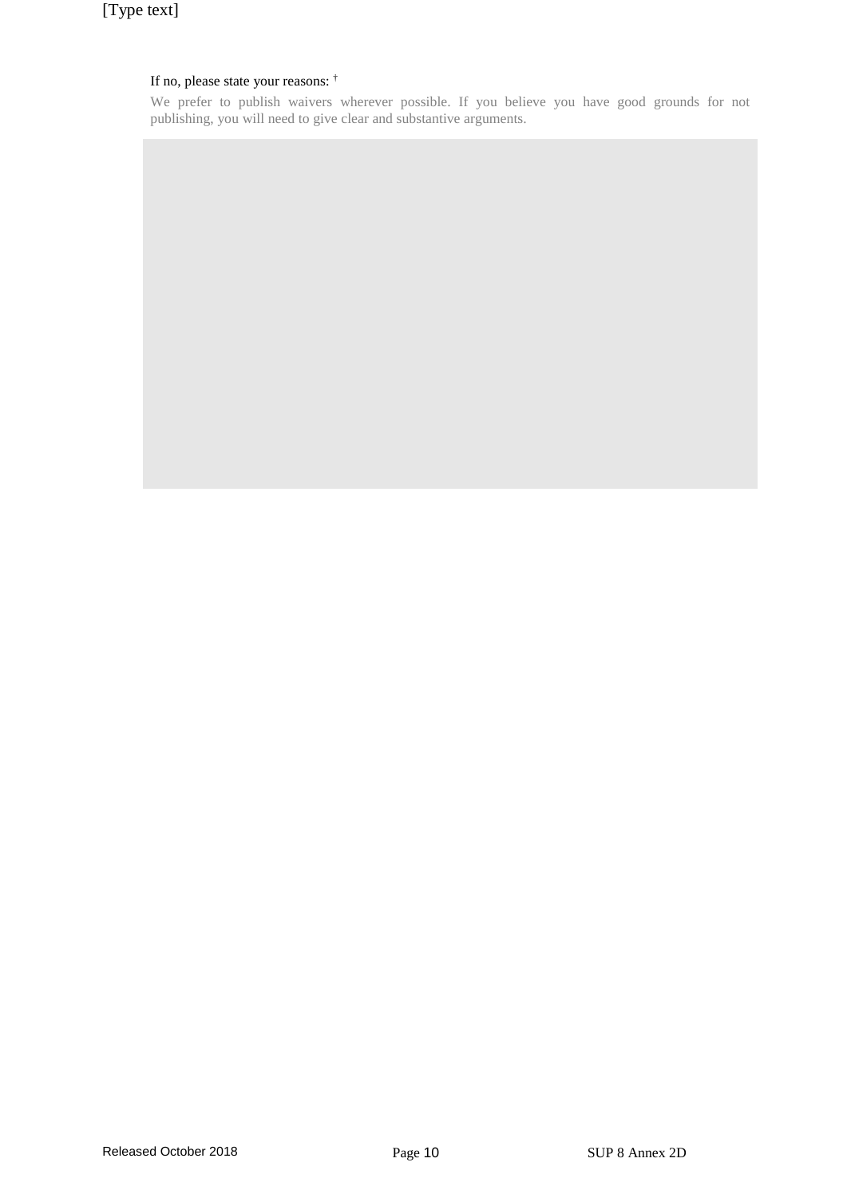If no, please state your reasons: †

We prefer to publish waivers wherever possible. If you believe you have good grounds for not publishing, you will need to give clear and substantive arguments.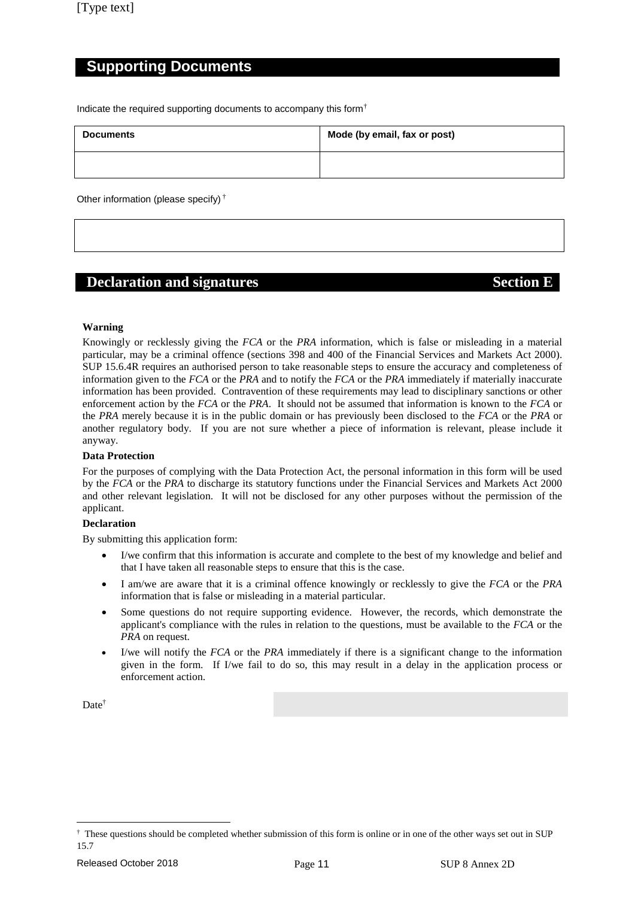## Supporting Documents

Indicate the required supporting documents to accompany this form[†]

| Documents | Mode (by email, fax or post) |
|---|---|
| | |

Other information (please specify)[†]

| |
|---|
| |

## Declaration and signatures — Section E

**Warning**

Knowingly or recklessly giving the *FCA* or the *PRA* information, which is false or misleading in a material particular, may be a criminal offence (sections 398 and 400 of the Financial Services and Markets Act 2000). SUP 15.6.4R requires an authorised person to take reasonable steps to ensure the accuracy and completeness of information given to the *FCA* or the *PRA* and to notify the *FCA* or the *PRA* immediately if materially inaccurate information has been provided. Contravention of these requirements may lead to disciplinary sanctions or other enforcement action by the *FCA* or the *PRA*. It should not be assumed that information is known to the *FCA* or the *PRA* merely because it is in the public domain or has previously been disclosed to the *FCA* or the *PRA* or another regulatory body. If you are not sure whether a piece of information is relevant, please include it anyway.

**Data Protection**

For the purposes of complying with the Data Protection Act, the personal information in this form will be used by the *FCA* or the *PRA* to discharge its statutory functions under the Financial Services and Markets Act 2000 and other relevant legislation. It will not be disclosed for any other purposes without the permission of the applicant.

**Declaration**

By submitting this application form:

- I/we confirm that this information is accurate and complete to the best of my knowledge and belief and that I have taken all reasonable steps to ensure that this is the case.
- I am/we are aware that it is a criminal offence knowingly or recklessly to give the *FCA* or the *PRA* information that is false or misleading in a material particular.
- Some questions do not require supporting evidence. However, the records, which demonstrate the applicant's compliance with the rules in relation to the questions, must be available to the *FCA* or the *PRA* on request.
- I/we will notify the *FCA* or the *PRA* immediately if there is a significant change to the information given in the form. If I/we fail to do so, this may result in a delay in the application process or enforcement action.

| Date[†] | |
|---|---|

[†] These questions should be completed whether submission of this form is online or in one of the other ways set out in SUP 15.7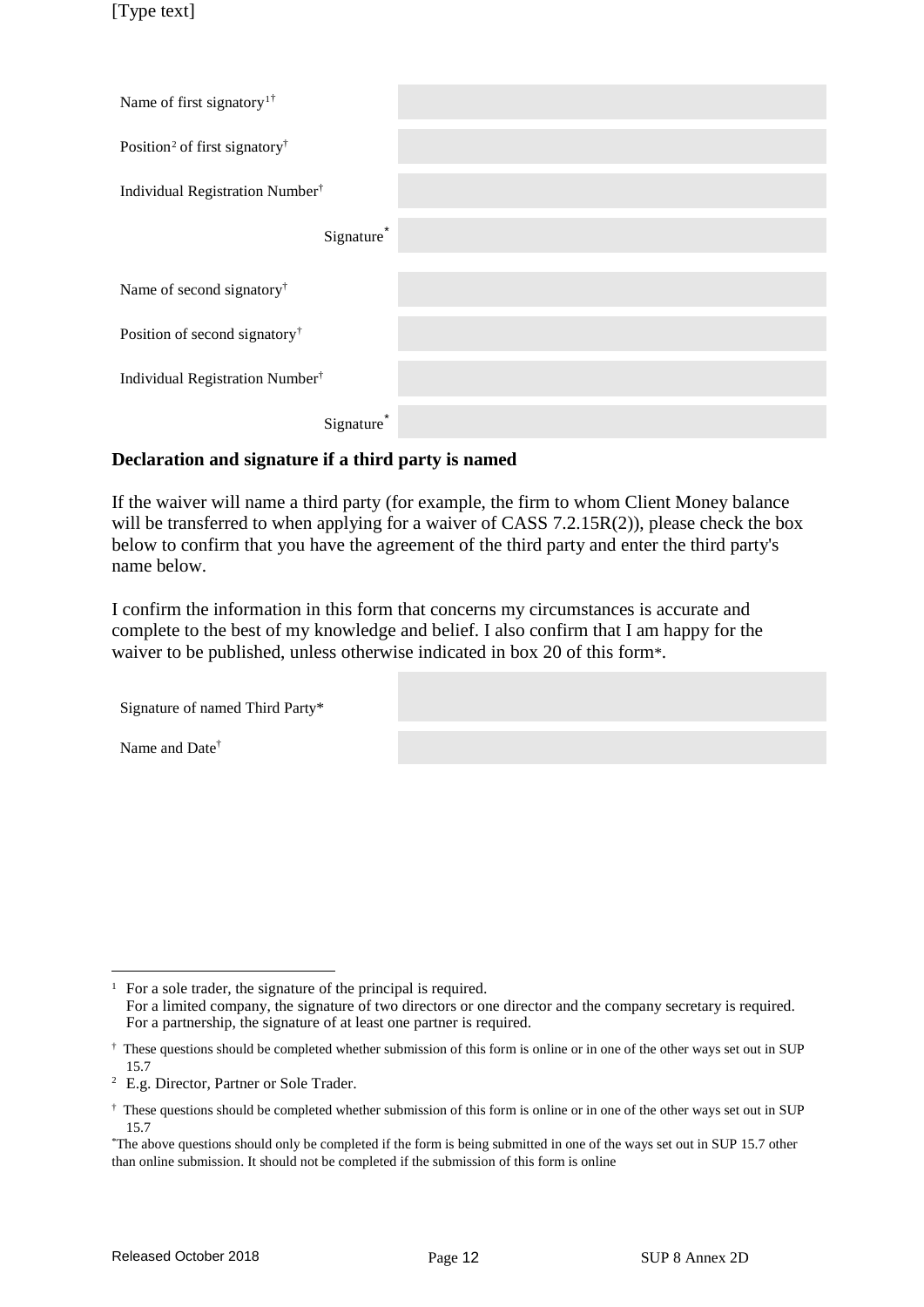| | |
|---|---|
| Name of first signatory[1†] | |
| Position[2] of first signatory[†] | |
| Individual Registration Number[†] | |
| Signature[*] | |
| Name of second signatory[†] | |
| Position of second signatory[†] | |
| Individual Registration Number[†] | |
| Signature[*] | |

**Declaration and signature if a third party is named**

If the waiver will name a third party (for example, the firm to whom Client Money balance will be transferred to when applying for a waiver of CASS 7.2.15R(2)), please check the box below to confirm that you have the agreement of the third party and enter the third party's name below.

I confirm the information in this form that concerns my circumstances is accurate and complete to the best of my knowledge and belief. I also confirm that I am happy for the waiver to be published, unless otherwise indicated in box 20 of this form*.

| | |
|---|---|
| Signature of named Third Party* | |
| Name and Date[†] | |

---

[1] For a sole trader, the signature of the principal is required.
For a limited company, the signature of two directors or one director and the company secretary is required.
For a partnership, the signature of at least one partner is required.

[†] These questions should be completed whether submission of this form is online or in one of the other ways set out in SUP 15.7

[2] E.g. Director, Partner or Sole Trader.

[†] These questions should be completed whether submission of this form is online or in one of the other ways set out in SUP 15.7

[*]The above questions should only be completed if the form is being submitted in one of the ways set out in SUP 15.7 other than online submission. It should not be completed if the submission of this form is online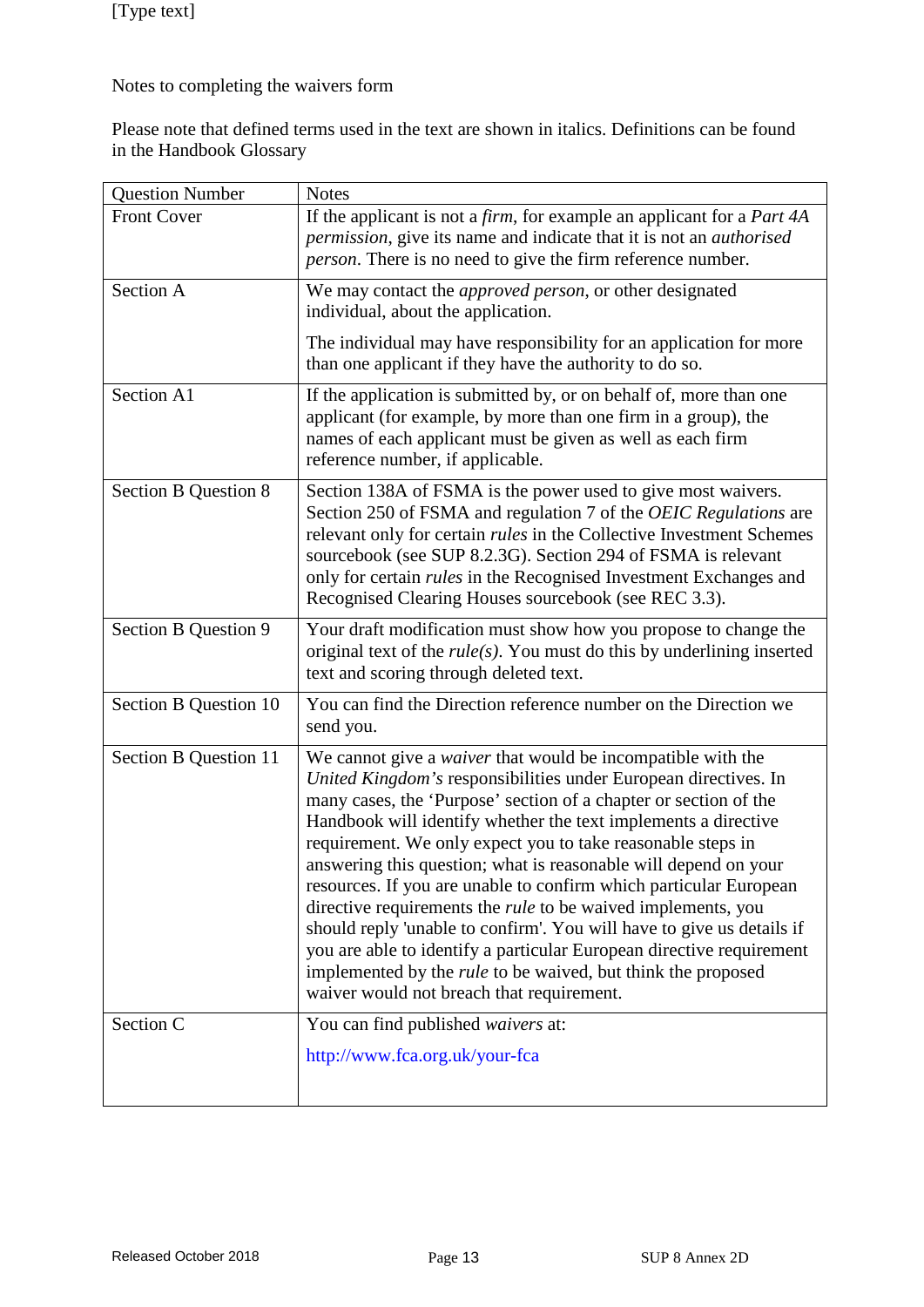Notes to completing the waivers form

Please note that defined terms used in the text are shown in italics. Definitions can be found in the Handbook Glossary

| Question Number | Notes |
|---|---|
| Front Cover | If the applicant is not a *firm*, for example an applicant for a *Part 4A permission*, give its name and indicate that it is not an *authorised person*. There is no need to give the firm reference number. |
| Section A | We may contact the *approved person*, or other designated individual, about the application.<br><br>The individual may have responsibility for an application for more than one applicant if they have the authority to do so. |
| Section A1 | If the application is submitted by, or on behalf of, more than one applicant (for example, by more than one firm in a group), the names of each applicant must be given as well as each firm reference number, if applicable. |
| Section B Question 8 | Section 138A of FSMA is the power used to give most waivers. Section 250 of FSMA and regulation 7 of the *OEIC Regulations* are relevant only for certain *rules* in the Collective Investment Schemes sourcebook (see SUP 8.2.3G). Section 294 of FSMA is relevant only for certain *rules* in the Recognised Investment Exchanges and Recognised Clearing Houses sourcebook (see REC 3.3). |
| Section B Question 9 | Your draft modification must show how you propose to change the original text of the *rule(s)*. You must do this by underlining inserted text and scoring through deleted text. |
| Section B Question 10 | You can find the Direction reference number on the Direction we send you. |
| Section B Question 11 | We cannot give a *waiver* that would be incompatible with the *United Kingdom's* responsibilities under European directives. In many cases, the 'Purpose' section of a chapter or section of the Handbook will identify whether the text implements a directive requirement. We only expect you to take reasonable steps in answering this question; what is reasonable will depend on your resources. If you are unable to confirm which particular European directive requirements the *rule* to be waived implements, you should reply 'unable to confirm'. You will have to give us details if you are able to identify a particular European directive requirement implemented by the *rule* to be waived, but think the proposed waiver would not breach that requirement. |
| Section C | You can find published *waivers* at:<br><br>http://www.fca.org.uk/your-fca |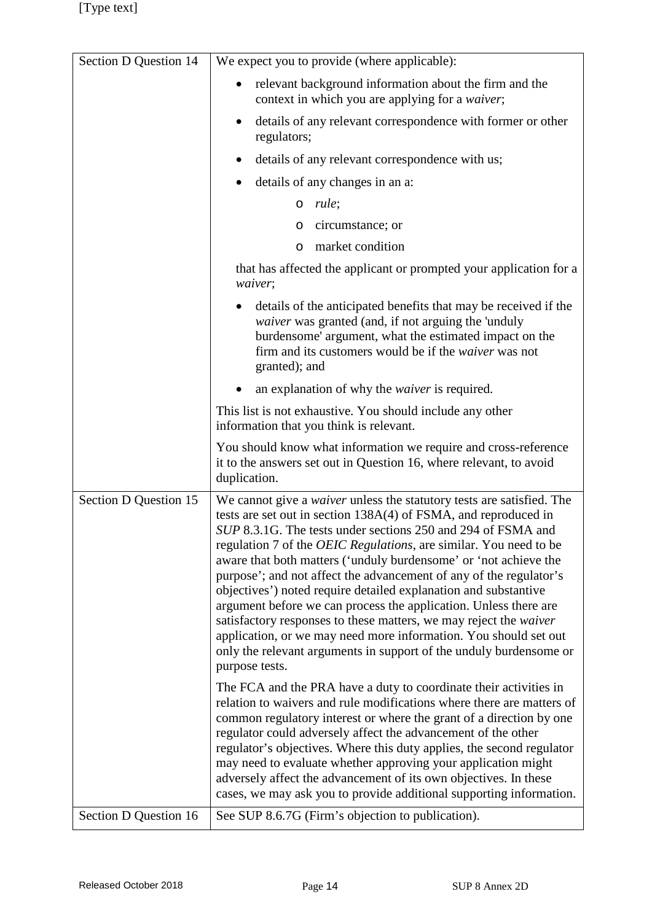| | |
|---|---|
| Section D Question 14 | We expect you to provide (where applicable):<br>• relevant background information about the firm and the context in which you are applying for a *waiver*;<br>• details of any relevant correspondence with former or other regulators;<br>• details of any relevant correspondence with us;<br>• details of any changes in an a:<br>  o *rule*;<br>  o circumstance; or<br>  o market condition<br>that has affected the applicant or prompted your application for a *waiver*;<br>• details of the anticipated benefits that may be received if the *waiver* was granted (and, if not arguing the 'unduly burdensome' argument, what the estimated impact on the firm and its customers would be if the *waiver* was not granted); and<br>• an explanation of why the *waiver* is required.<br>This list is not exhaustive. You should include any other information that you think is relevant.<br>You should know what information we require and cross-reference it to the answers set out in Question 16, where relevant, to avoid duplication. |
| Section D Question 15 | We cannot give a *waiver* unless the statutory tests are satisfied. The tests are set out in section 138A(4) of FSMA, and reproduced in *SUP* 8.3.1G. The tests under sections 250 and 294 of FSMA and regulation 7 of the *OEIC Regulations*, are similar. You need to be aware that both matters ('unduly burdensome' or 'not achieve the purpose'; and not affect the advancement of any of the regulator's objectives') noted require detailed explanation and substantive argument before we can process the application. Unless there are satisfactory responses to these matters, we may reject the *waiver* application, or we may need more information. You should set out only the relevant arguments in support of the unduly burdensome or purpose tests.<br>The FCA and the PRA have a duty to coordinate their activities in relation to waivers and rule modifications where there are matters of common regulatory interest or where the grant of a direction by one regulator could adversely affect the advancement of the other regulator's objectives. Where this duty applies, the second regulator may need to evaluate whether approving your application might adversely affect the advancement of its own objectives. In these cases, we may ask you to provide additional supporting information. |
| Section D Question 16 | See SUP 8.6.7G (Firm's objection to publication). |